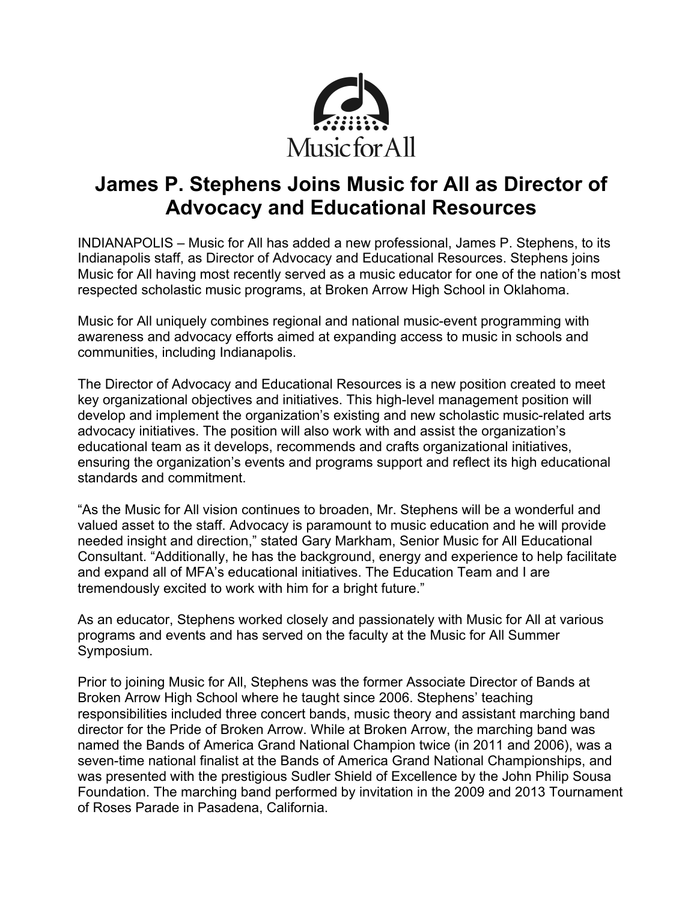Music for All

# James P. Stephens Joins Music for All as Director of Advocacy and Educational Resources

INDIANAPOLIS – Music for All has added a new professional, James P. Stephens, to its Indianapolis staff, as Director of Advocacy and Educational Resources. Stephens joins Music for All having most recently served as a music educator for one of the nation's most respected scholastic music programs, at Broken Arrow High School in Oklahoma.

Music for All uniquely combines regional and national music-event programming with awareness and advocacy efforts aimed at expanding access to music in schools and communities, including Indianapolis.

The Director of Advocacy and Educational Resources is a new position created to meet key organizational objectives and initiatives. This high-level management position will develop and implement the organization's existing and new scholastic music-related arts advocacy initiatives. The position will also work with and assist the organization's educational team as it develops, recommends and crafts organizational initiatives, ensuring the organization's events and programs support and reflect its high educational standards and commitment.

"As the Music for All vision continues to broaden, Mr. Stephens will be a wonderful and valued asset to the staff. Advocacy is paramount to music education and he will provide needed insight and direction," stated Gary Markham, Senior Music for All Educational Consultant. "Additionally, he has the background, energy and experience to help facilitate and expand all of MFA's educational initiatives. The Education Team and I are tremendously excited to work with him for a bright future."

As an educator, Stephens worked closely and passionately with Music for All at various programs and events and has served on the faculty at the Music for All Summer Symposium.

Prior to joining Music for All, Stephens was the former Associate Director of Bands at Broken Arrow High School where he taught since 2006. Stephens' teaching responsibilities included three concert bands, music theory and assistant marching band director for the Pride of Broken Arrow. While at Broken Arrow, the marching band was named the Bands of America Grand National Champion twice (in 2011 and 2006), was a seven-time national finalist at the Bands of America Grand National Championships, and was presented with the prestigious Sudler Shield of Excellence by the John Philip Sousa Foundation. The marching band performed by invitation in the 2009 and 2013 Tournament of Roses Parade in Pasadena, California.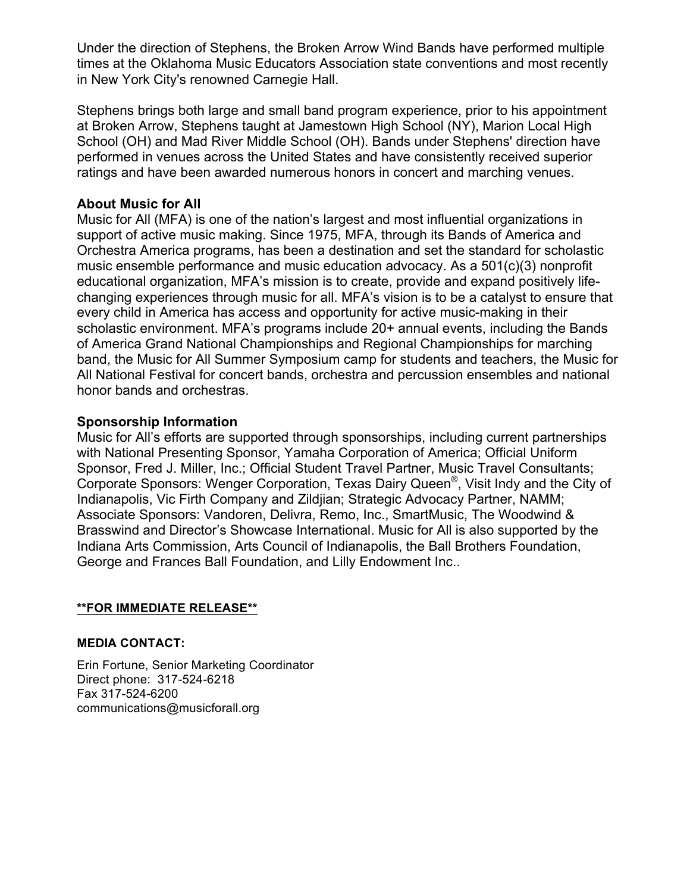Under the direction of Stephens, the Broken Arrow Wind Bands have performed multiple times at the Oklahoma Music Educators Association state conventions and most recently in New York City's renowned Carnegie Hall.

Stephens brings both large and small band program experience, prior to his appointment at Broken Arrow, Stephens taught at Jamestown High School (NY), Marion Local High School (OH) and Mad River Middle School (OH). Bands under Stephens' direction have performed in venues across the United States and have consistently received superior ratings and have been awarded numerous honors in concert and marching venues.

**About Music for All**

Music for All (MFA) is one of the nation's largest and most influential organizations in support of active music making. Since 1975, MFA, through its Bands of America and Orchestra America programs, has been a destination and set the standard for scholastic music ensemble performance and music education advocacy. As a 501(c)(3) nonprofit educational organization, MFA's mission is to create, provide and expand positively life-changing experiences through music for all. MFA's vision is to be a catalyst to ensure that every child in America has access and opportunity for active music-making in their scholastic environment. MFA's programs include 20+ annual events, including the Bands of America Grand National Championships and Regional Championships for marching band, the Music for All Summer Symposium camp for students and teachers, the Music for All National Festival for concert bands, orchestra and percussion ensembles and national honor bands and orchestras.

**Sponsorship Information**

Music for All's efforts are supported through sponsorships, including current partnerships with National Presenting Sponsor, Yamaha Corporation of America; Official Uniform Sponsor, Fred J. Miller, Inc.; Official Student Travel Partner, Music Travel Consultants; Corporate Sponsors: Wenger Corporation, Texas Dairy Queen®, Visit Indy and the City of Indianapolis, Vic Firth Company and Zildjian; Strategic Advocacy Partner, NAMM; Associate Sponsors: Vandoren, Delivra, Remo, Inc., SmartMusic, The Woodwind & Brasswind and Director's Showcase International. Music for All is also supported by the Indiana Arts Commission, Arts Council of Indianapolis, the Ball Brothers Foundation, George and Frances Ball Foundation, and Lilly Endowment Inc..

**\*\*FOR IMMEDIATE RELEASE\*\***

**MEDIA CONTACT:**

Erin Fortune, Senior Marketing Coordinator
Direct phone: 317-524-6218
Fax 317-524-6200
communications@musicforall.org